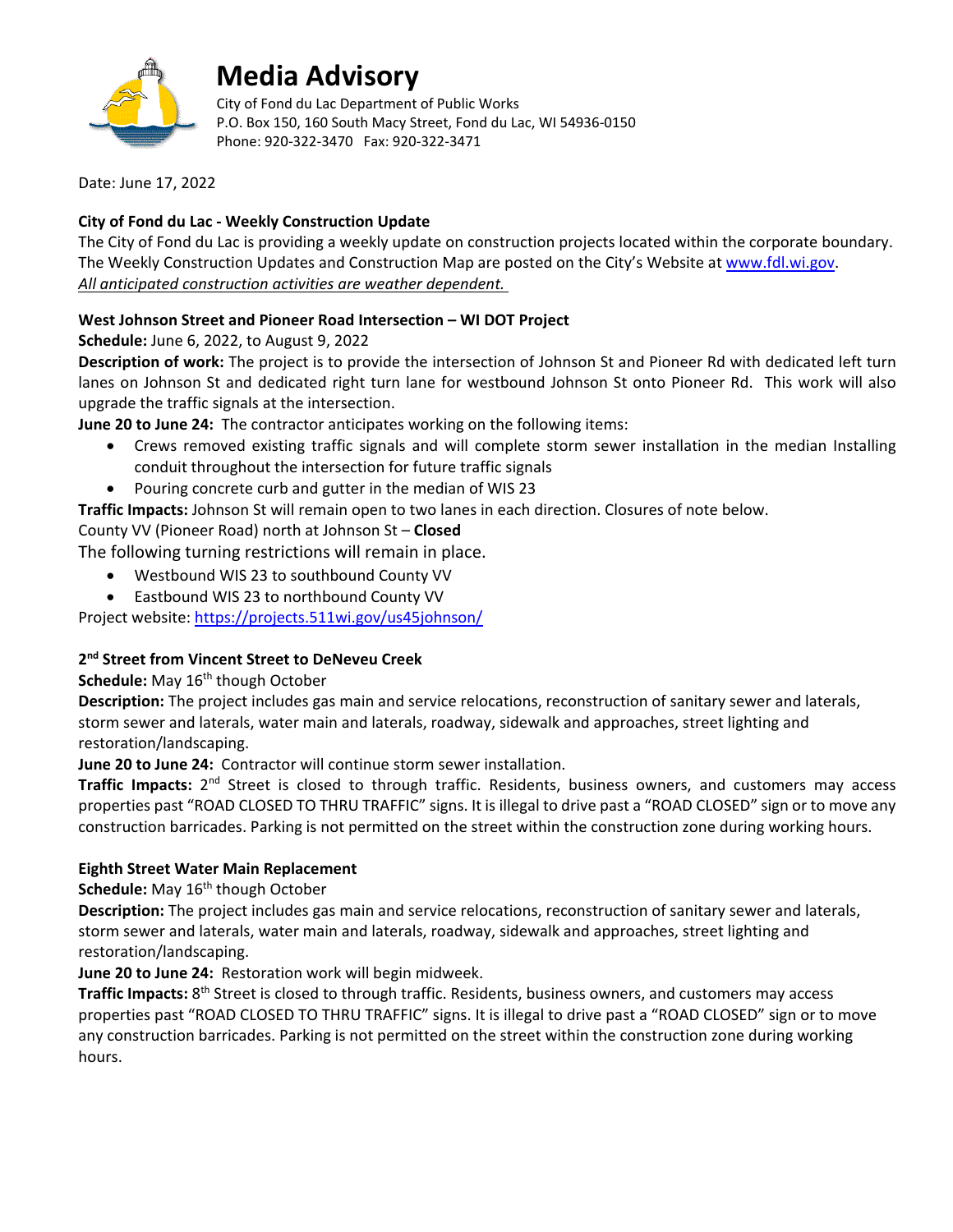# Media Advisory

City of Fond du Lac Department of Public Works
P.O. Box 150, 160 South Macy Street, Fond du Lac, WI 54936-0150
Phone: 920-322-3470 Fax: 920-322-3471

Date: June 17, 2022

**City of Fond du Lac - Weekly Construction Update**

The City of Fond du Lac is providing a weekly update on construction projects located within the corporate boundary. The Weekly Construction Updates and Construction Map are posted on the City's Website at www.fdl.wi.gov.
*All anticipated construction activities are weather dependent.*

**West Johnson Street and Pioneer Road Intersection – WI DOT Project**

**Schedule:** June 6, 2022, to August 9, 2022

**Description of work:** The project is to provide the intersection of Johnson St and Pioneer Rd with dedicated left turn lanes on Johnson St and dedicated right turn lane for westbound Johnson St onto Pioneer Rd. This work will also upgrade the traffic signals at the intersection.

**June 20 to June 24:** The contractor anticipates working on the following items:

- Crews removed existing traffic signals and will complete storm sewer installation in the median Installing conduit throughout the intersection for future traffic signals
- Pouring concrete curb and gutter in the median of WIS 23

**Traffic Impacts:** Johnson St will remain open to two lanes in each direction. Closures of note below.

County VV (Pioneer Road) north at Johnson St – **Closed**

The following turning restrictions will remain in place.

- Westbound WIS 23 to southbound County VV
- Eastbound WIS 23 to northbound County VV

Project website: https://projects.511wi.gov/us45johnson/

**2nd Street from Vincent Street to DeNeveu Creek**

**Schedule:** May 16th though October

**Description:** The project includes gas main and service relocations, reconstruction of sanitary sewer and laterals, storm sewer and laterals, water main and laterals, roadway, sidewalk and approaches, street lighting and restoration/landscaping.

**June 20 to June 24:** Contractor will continue storm sewer installation.

**Traffic Impacts:** 2nd Street is closed to through traffic. Residents, business owners, and customers may access properties past "ROAD CLOSED TO THRU TRAFFIC" signs. It is illegal to drive past a "ROAD CLOSED" sign or to move any construction barricades. Parking is not permitted on the street within the construction zone during working hours.

**Eighth Street Water Main Replacement**

**Schedule:** May 16th though October

**Description:** The project includes gas main and service relocations, reconstruction of sanitary sewer and laterals, storm sewer and laterals, water main and laterals, roadway, sidewalk and approaches, street lighting and restoration/landscaping.

**June 20 to June 24:** Restoration work will begin midweek.

**Traffic Impacts:** 8th Street is closed to through traffic. Residents, business owners, and customers may access properties past "ROAD CLOSED TO THRU TRAFFIC" signs. It is illegal to drive past a "ROAD CLOSED" sign or to move any construction barricades. Parking is not permitted on the street within the construction zone during working hours.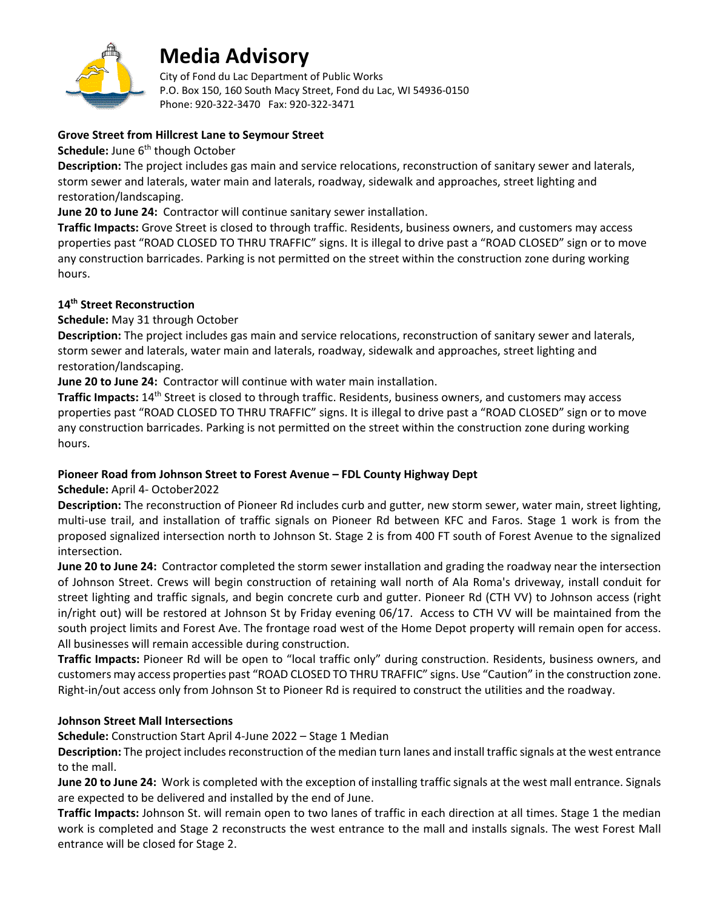# Media Advisory

City of Fond du Lac Department of Public Works
P.O. Box 150, 160 South Macy Street, Fond du Lac, WI 54936-0150
Phone: 920-322-3470 Fax: 920-322-3471

**Grove Street from Hillcrest Lane to Seymour Street**

**Schedule:** June 6th though October

**Description:** The project includes gas main and service relocations, reconstruction of sanitary sewer and laterals, storm sewer and laterals, water main and laterals, roadway, sidewalk and approaches, street lighting and restoration/landscaping.

**June 20 to June 24:** Contractor will continue sanitary sewer installation.

**Traffic Impacts:** Grove Street is closed to through traffic. Residents, business owners, and customers may access properties past "ROAD CLOSED TO THRU TRAFFIC" signs. It is illegal to drive past a "ROAD CLOSED" sign or to move any construction barricades. Parking is not permitted on the street within the construction zone during working hours.

**14th Street Reconstruction**

**Schedule:** May 31 through October

**Description:** The project includes gas main and service relocations, reconstruction of sanitary sewer and laterals, storm sewer and laterals, water main and laterals, roadway, sidewalk and approaches, street lighting and restoration/landscaping.

**June 20 to June 24:** Contractor will continue with water main installation.

**Traffic Impacts:** 14th Street is closed to through traffic. Residents, business owners, and customers may access properties past "ROAD CLOSED TO THRU TRAFFIC" signs. It is illegal to drive past a "ROAD CLOSED" sign or to move any construction barricades. Parking is not permitted on the street within the construction zone during working hours.

**Pioneer Road from Johnson Street to Forest Avenue – FDL County Highway Dept**

**Schedule:** April 4- October2022

**Description:** The reconstruction of Pioneer Rd includes curb and gutter, new storm sewer, water main, street lighting, multi-use trail, and installation of traffic signals on Pioneer Rd between KFC and Faros. Stage 1 work is from the proposed signalized intersection north to Johnson St. Stage 2 is from 400 FT south of Forest Avenue to the signalized intersection.

**June 20 to June 24:** Contractor completed the storm sewer installation and grading the roadway near the intersection of Johnson Street. Crews will begin construction of retaining wall north of Ala Roma's driveway, install conduit for street lighting and traffic signals, and begin concrete curb and gutter. Pioneer Rd (CTH VV) to Johnson access (right in/right out) will be restored at Johnson St by Friday evening 06/17. Access to CTH VV will be maintained from the south project limits and Forest Ave. The frontage road west of the Home Depot property will remain open for access. All businesses will remain accessible during construction.

**Traffic Impacts:** Pioneer Rd will be open to "local traffic only" during construction. Residents, business owners, and customers may access properties past "ROAD CLOSED TO THRU TRAFFIC" signs. Use "Caution" in the construction zone. Right-in/out access only from Johnson St to Pioneer Rd is required to construct the utilities and the roadway.

**Johnson Street Mall Intersections**

**Schedule:** Construction Start April 4-June 2022 – Stage 1 Median

**Description:** The project includes reconstruction of the median turn lanes and install traffic signals at the west entrance to the mall.

**June 20 to June 24:** Work is completed with the exception of installing traffic signals at the west mall entrance. Signals are expected to be delivered and installed by the end of June.

**Traffic Impacts:** Johnson St. will remain open to two lanes of traffic in each direction at all times. Stage 1 the median work is completed and Stage 2 reconstructs the west entrance to the mall and installs signals. The west Forest Mall entrance will be closed for Stage 2.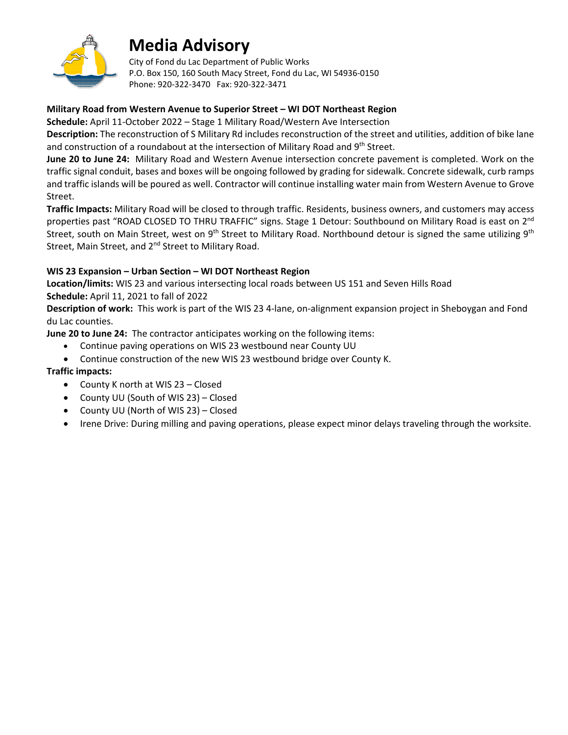# Media Advisory

City of Fond du Lac Department of Public Works
P.O. Box 150, 160 South Macy Street, Fond du Lac, WI 54936-0150
Phone: 920-322-3470   Fax: 920-322-3471

**Military Road from Western Avenue to Superior Street – WI DOT Northeast Region**

**Schedule:** April 11-October 2022 – Stage 1 Military Road/Western Ave Intersection

**Description:** The reconstruction of S Military Rd includes reconstruction of the street and utilities, addition of bike lane and construction of a roundabout at the intersection of Military Road and 9th Street.

**June 20 to June 24:** Military Road and Western Avenue intersection concrete pavement is completed. Work on the traffic signal conduit, bases and boxes will be ongoing followed by grading for sidewalk. Concrete sidewalk, curb ramps and traffic islands will be poured as well. Contractor will continue installing water main from Western Avenue to Grove Street.

**Traffic Impacts:** Military Road will be closed to through traffic. Residents, business owners, and customers may access properties past "ROAD CLOSED TO THRU TRAFFIC" signs. Stage 1 Detour: Southbound on Military Road is east on 2nd Street, south on Main Street, west on 9th Street to Military Road. Northbound detour is signed the same utilizing 9th Street, Main Street, and 2nd Street to Military Road.

**WIS 23 Expansion – Urban Section – WI DOT Northeast Region**

**Location/limits:** WIS 23 and various intersecting local roads between US 151 and Seven Hills Road

**Schedule:** April 11, 2021 to fall of 2022

**Description of work:** This work is part of the WIS 23 4-lane, on-alignment expansion project in Sheboygan and Fond du Lac counties.

**June 20 to June 24:** The contractor anticipates working on the following items:

- Continue paving operations on WIS 23 westbound near County UU
- Continue construction of the new WIS 23 westbound bridge over County K.

**Traffic impacts:**

- County K north at WIS 23 – Closed
- County UU (South of WIS 23) – Closed
- County UU (North of WIS 23) – Closed
- Irene Drive: During milling and paving operations, please expect minor delays traveling through the worksite.